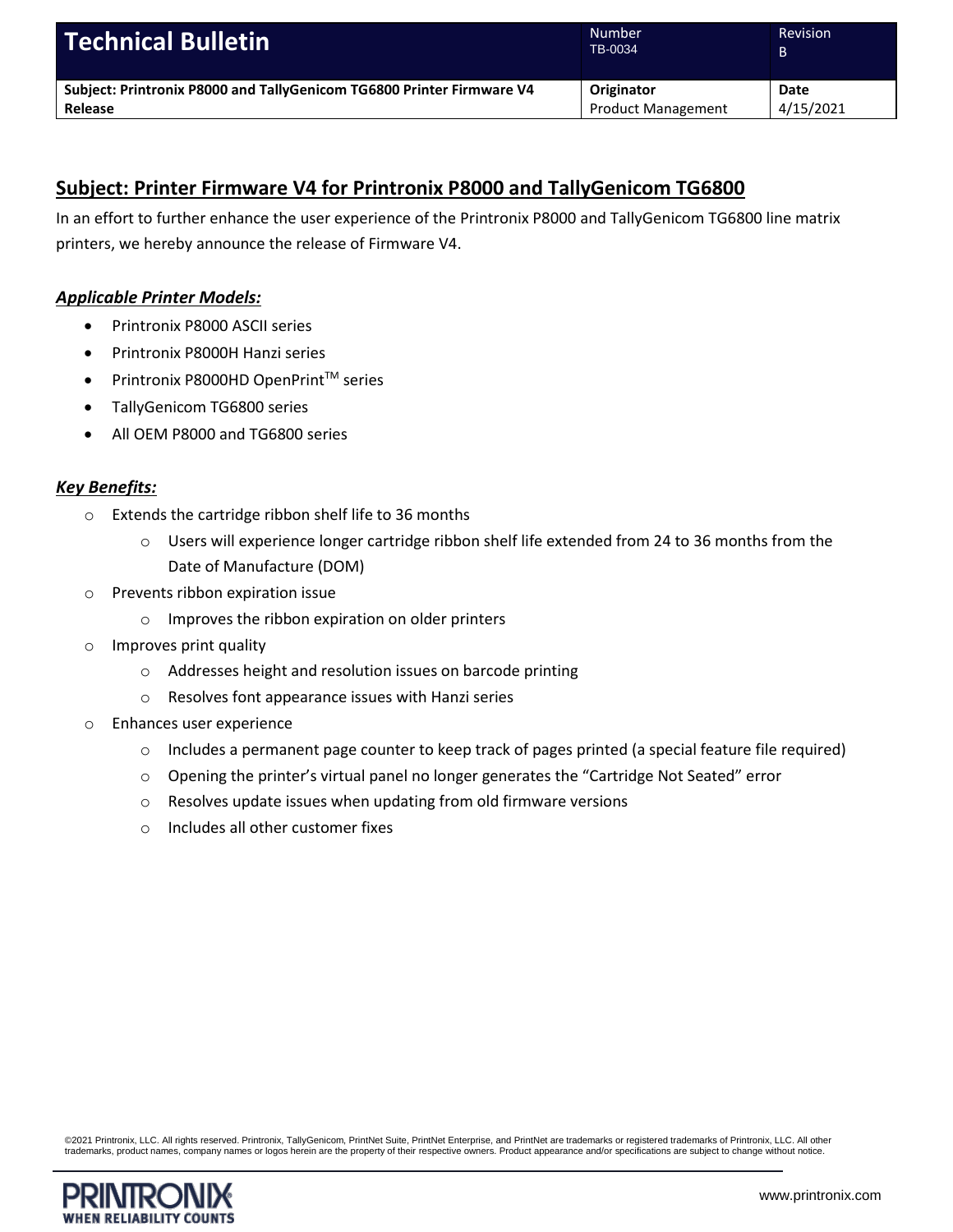| Technical Bulletin | Number<br>TB-0034 | Revision<br>B |
|---|---|---|
| **Subject: Printronix P8000 and TallyGenicom TG6800 Printer Firmware V4 Release** | **Originator**<br>Product Management | **Date**<br>4/15/2021 |

## Subject: Printer Firmware V4 for Printronix P8000 and TallyGenicom TG6800

In an effort to further enhance the user experience of the Printronix P8000 and TallyGenicom TG6800 line matrix printers, we hereby announce the release of Firmware V4.

### *Applicable Printer Models:*

- Printronix P8000 ASCII series
- Printronix P8000H Hanzi series
- Printronix P8000HD OpenPrint™ series
- TallyGenicom TG6800 series
- All OEM P8000 and TG6800 series

### *Key Benefits:*

- Extends the cartridge ribbon shelf life to 36 months
  - Users will experience longer cartridge ribbon shelf life extended from 24 to 36 months from the Date of Manufacture (DOM)
- Prevents ribbon expiration issue
  - Improves the ribbon expiration on older printers
- Improves print quality
  - Addresses height and resolution issues on barcode printing
  - Resolves font appearance issues with Hanzi series
- Enhances user experience
  - Includes a permanent page counter to keep track of pages printed (a special feature file required)
  - Opening the printer's virtual panel no longer generates the "Cartridge Not Seated" error
  - Resolves update issues when updating from old firmware versions
  - Includes all other customer fixes

©2021 Printronix, LLC. All rights reserved. Printronix, TallyGenicom, PrintNet Suite, PrintNet Enterprise, and PrintNet are trademarks or registered trademarks of Printronix, LLC. All other trademarks, product names, company names or logos herein are the property of their respective owners. Product appearance and/or specifications are subject to change without notice.

PRINTRONIX WHEN RELIABILITY COUNTS

www.printronix.com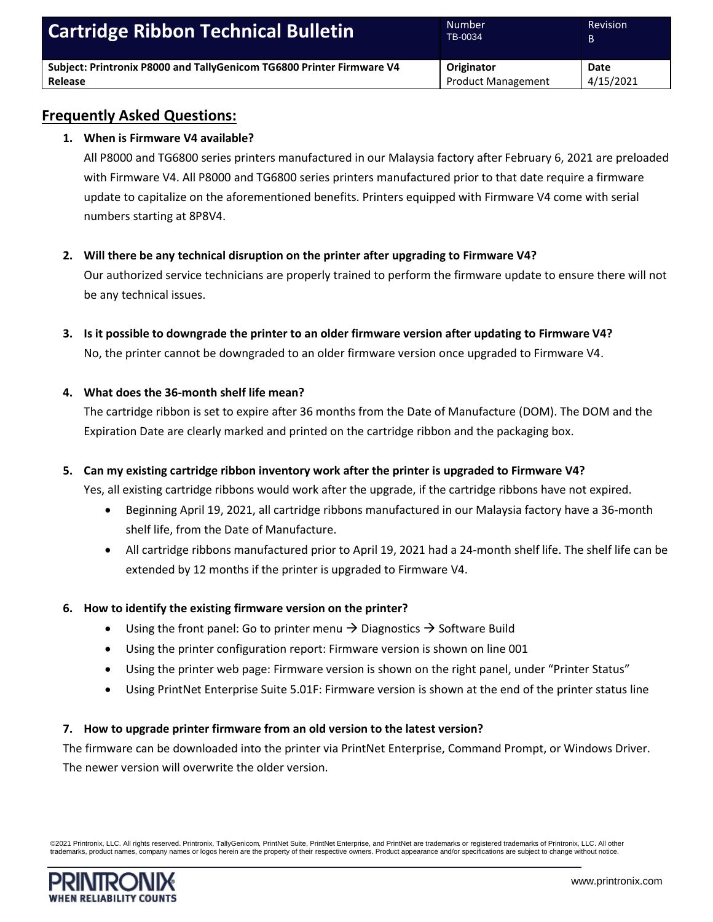| Cartridge Ribbon Technical Bulletin | Number TB-0034 | Revision B |
| --- | --- | --- |
| Subject: Printronix P8000 and TallyGenicom TG6800 Printer Firmware V4 Release | Originator Product Management | Date 4/15/2021 |

## Frequently Asked Questions:

1. **When is Firmware V4 available?**

   All P8000 and TG6800 series printers manufactured in our Malaysia factory after February 6, 2021 are preloaded with Firmware V4. All P8000 and TG6800 series printers manufactured prior to that date require a firmware update to capitalize on the aforementioned benefits. Printers equipped with Firmware V4 come with serial numbers starting at 8P8V4.

2. **Will there be any technical disruption on the printer after upgrading to Firmware V4?**

   Our authorized service technicians are properly trained to perform the firmware update to ensure there will not be any technical issues.

3. **Is it possible to downgrade the printer to an older firmware version after updating to Firmware V4?**

   No, the printer cannot be downgraded to an older firmware version once upgraded to Firmware V4.

4. **What does the 36-month shelf life mean?**

   The cartridge ribbon is set to expire after 36 months from the Date of Manufacture (DOM). The DOM and the Expiration Date are clearly marked and printed on the cartridge ribbon and the packaging box.

5. **Can my existing cartridge ribbon inventory work after the printer is upgraded to Firmware V4?**

   Yes, all existing cartridge ribbons would work after the upgrade, if the cartridge ribbons have not expired.

   - Beginning April 19, 2021, all cartridge ribbons manufactured in our Malaysia factory have a 36-month shelf life, from the Date of Manufacture.
   - All cartridge ribbons manufactured prior to April 19, 2021 had a 24-month shelf life. The shelf life can be extended by 12 months if the printer is upgraded to Firmware V4.

6. **How to identify the existing firmware version on the printer?**

   - Using the front panel: Go to printer menu → Diagnostics → Software Build
   - Using the printer configuration report: Firmware version is shown on line 001
   - Using the printer web page: Firmware version is shown on the right panel, under "Printer Status"
   - Using PrintNet Enterprise Suite 5.01F: Firmware version is shown at the end of the printer status line

7. **How to upgrade printer firmware from an old version to the latest version?**

The firmware can be downloaded into the printer via PrintNet Enterprise, Command Prompt, or Windows Driver. The newer version will overwrite the older version.

©2021 Printronix, LLC. All rights reserved. Printronix, TallyGenicom, PrintNet Suite, PrintNet Enterprise, and PrintNet are trademarks or registered trademarks of Printronix, LLC. All other trademarks, product names, company names or logos herein are the property of their respective owners. Product appearance and/or specifications are subject to change without notice.

PRINTRONIX WHEN RELIABILITY COUNTS

www.printronix.com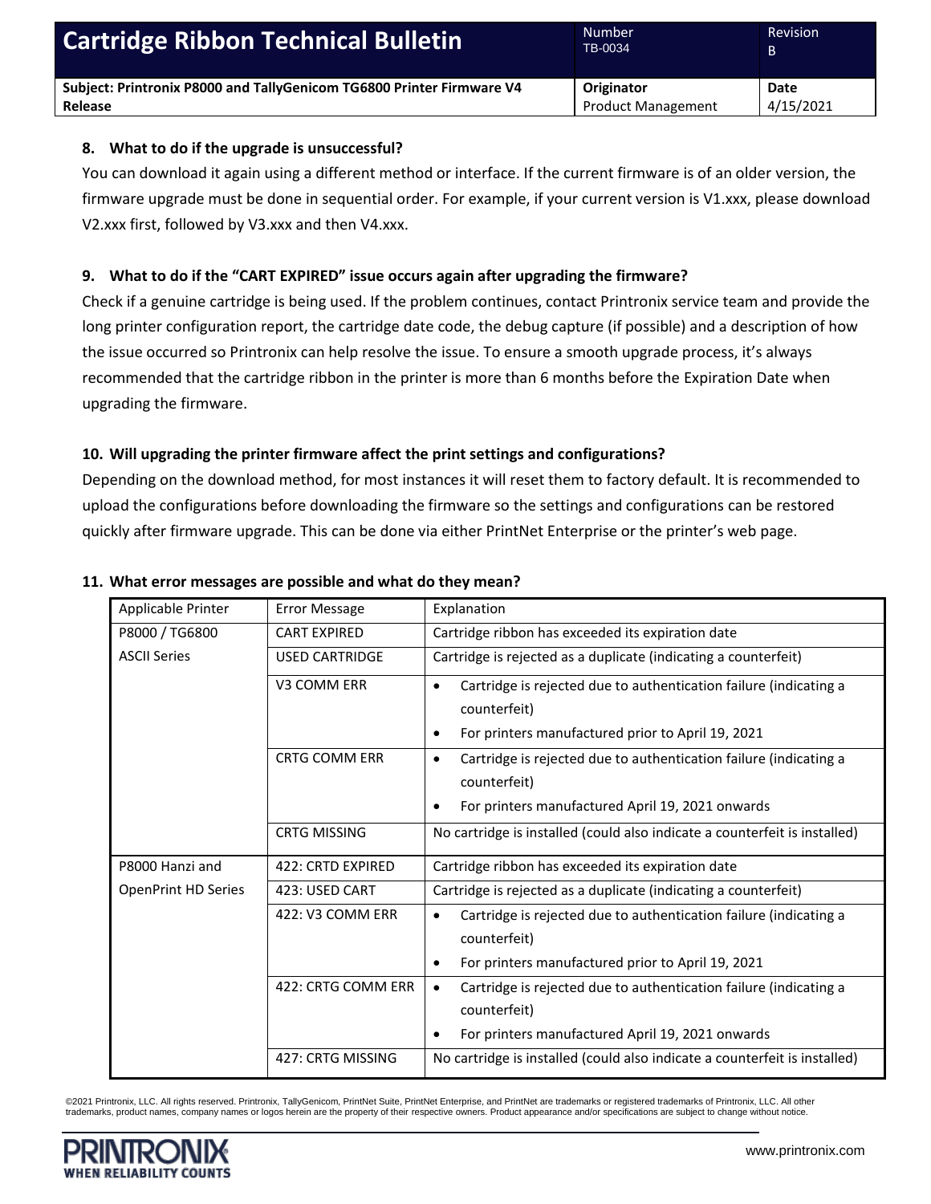### 8. What to do if the upgrade is unsuccessful?

You can download it again using a different method or interface. If the current firmware is of an older version, the firmware upgrade must be done in sequential order. For example, if your current version is V1.xxx, please download V2.xxx first, followed by V3.xxx and then V4.xxx.

### 9. What to do if the "CART EXPIRED" issue occurs again after upgrading the firmware?

Check if a genuine cartridge is being used. If the problem continues, contact Printronix service team and provide the long printer configuration report, the cartridge date code, the debug capture (if possible) and a description of how the issue occurred so Printronix can help resolve the issue. To ensure a smooth upgrade process, it's always recommended that the cartridge ribbon in the printer is more than 6 months before the Expiration Date when upgrading the firmware.

### 10. Will upgrading the printer firmware affect the print settings and configurations?

Depending on the download method, for most instances it will reset them to factory default. It is recommended to upload the configurations before downloading the firmware so the settings and configurations can be restored quickly after firmware upgrade. This can be done via either PrintNet Enterprise or the printer's web page.

### 11. What error messages are possible and what do they mean?

| Applicable Printer | Error Message | Explanation |
|---|---|---|
| P8000 / TG6800 ASCII Series | CART EXPIRED | Cartridge ribbon has exceeded its expiration date |
| | USED CARTRIDGE | Cartridge is rejected as a duplicate (indicating a counterfeit) |
| | V3 COMM ERR | • Cartridge is rejected due to authentication failure (indicating a counterfeit)<br>• For printers manufactured prior to April 19, 2021 |
| | CRTG COMM ERR | • Cartridge is rejected due to authentication failure (indicating a counterfeit)<br>• For printers manufactured April 19, 2021 onwards |
| | CRTG MISSING | No cartridge is installed (could also indicate a counterfeit is installed) |
| P8000 Hanzi and OpenPrint HD Series | 422: CRTD EXPIRED | Cartridge ribbon has exceeded its expiration date |
| | 423: USED CART | Cartridge is rejected as a duplicate (indicating a counterfeit) |
| | 422: V3 COMM ERR | • Cartridge is rejected due to authentication failure (indicating a counterfeit)<br>• For printers manufactured prior to April 19, 2021 |
| | 422: CRTG COMM ERR | • Cartridge is rejected due to authentication failure (indicating a counterfeit)<br>• For printers manufactured April 19, 2021 onwards |
| | 427: CRTG MISSING | No cartridge is installed (could also indicate a counterfeit is installed) |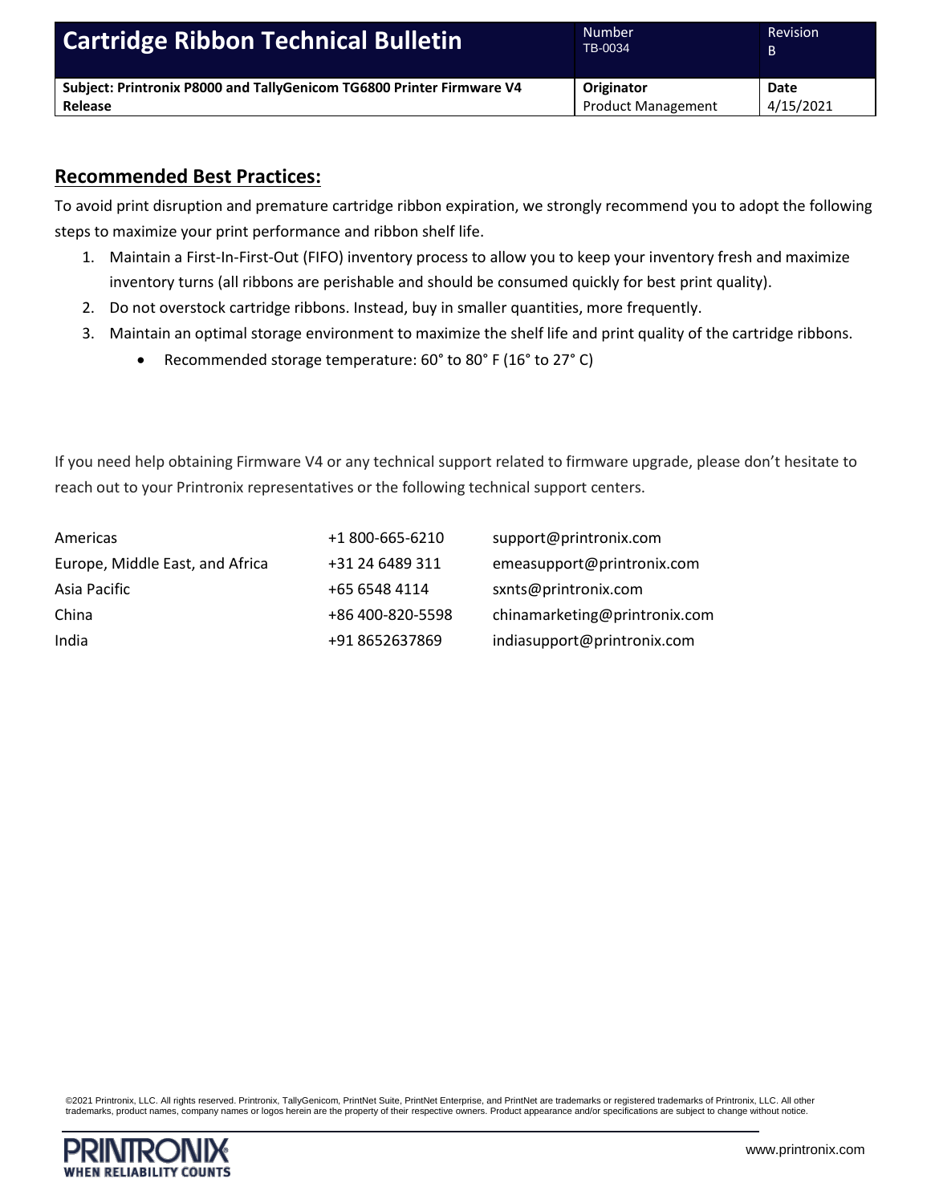| Cartridge Ribbon Technical Bulletin | Number TB-0034 | Revision B |
| --- | --- | --- |
| **Subject: Printronix P8000 and TallyGenicom TG6800 Printer Firmware V4 Release** | **Originator** Product Management | **Date** 4/15/2021 |

## Recommended Best Practices:

To avoid print disruption and premature cartridge ribbon expiration, we strongly recommend you to adopt the following steps to maximize your print performance and ribbon shelf life.

1. Maintain a First-In-First-Out (FIFO) inventory process to allow you to keep your inventory fresh and maximize inventory turns (all ribbons are perishable and should be consumed quickly for best print quality).
2. Do not overstock cartridge ribbons. Instead, buy in smaller quantities, more frequently.
3. Maintain an optimal storage environment to maximize the shelf life and print quality of the cartridge ribbons.
   - Recommended storage temperature: 60° to 80° F (16° to 27° C)

If you need help obtaining Firmware V4 or any technical support related to firmware upgrade, please don't hesitate to reach out to your Printronix representatives or the following technical support centers.

| | | |
| --- | --- | --- |
| Americas | +1 800-665-6210 | support@printronix.com |
| Europe, Middle East, and Africa | +31 24 6489 311 | emeasupport@printronix.com |
| Asia Pacific | +65 6548 4114 | sxnts@printronix.com |
| China | +86 400-820-5598 | chinamarketing@printronix.com |
| India | +91 8652637869 | indiasupport@printronix.com |

©2021 Printronix, LLC. All rights reserved. Printronix, TallyGenicom, PrintNet Suite, PrintNet Enterprise, and PrintNet are trademarks or registered trademarks of Printronix, LLC. All other trademarks, product names, company names or logos herein are the property of their respective owners. Product appearance and/or specifications are subject to change without notice.

PRINTRONIX WHEN RELIABILITY COUNTS

www.printronix.com